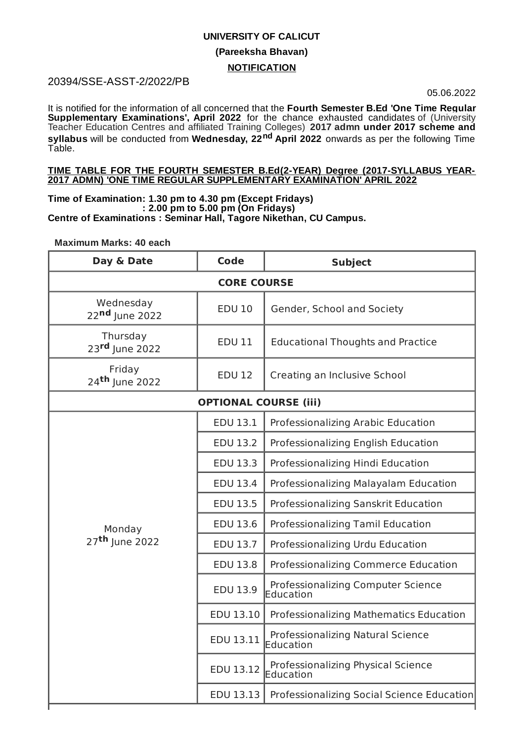**UNIVERSITY OF CALICUT**

**(Pareeksha Bhavan)**

**NOTIFICATION**

20394/SSE-ASST-2/2022/PB

05.06.2022

It is notified for the information of all concerned that the **Fourth Semester B.Ed 'One Time Regular Supplementary Examinations', April 2022** for the chance exhausted candidates of (University Teacher Education Centres and affiliated Training Colleges) **2017 admn under 2017 scheme and syllabus** will be conducted from **Wednesday, 22nd April 2022** onwards as per the following Time Table.

**TIME TABLE FOR THE FOURTH SEMESTER B.Ed(2-YEAR) Degree (2017-SYLLABUS YEAR-2017 ADMN) 'ONE TIME REGULAR SUPPLEMENTARY EXAMINATION' APRIL 2022**

**Time of Examination: 1.30 pm to 4.30 pm (Except Fridays)**
**: 2.00 pm to 5.00 pm (On Fridays)**
**Centre of Examinations : Seminar Hall, Tagore Nikethan, CU Campus.**

**Maximum Marks: 40 each**

| Day & Date | Code | Subject |
|---|---|---|
| **CORE COURSE** | | |
| Wednesday 22nd June 2022 | EDU 10 | Gender, School and Society |
| Thursday 23rd June 2022 | EDU 11 | Educational Thoughts and Practice |
| Friday 24th June 2022 | EDU 12 | Creating an Inclusive School |
| **OPTIONAL COURSE (iii)** | | |
| Monday 27th June 2022 | EDU 13.1 | Professionalizing Arabic Education |
| | EDU 13.2 | Professionalizing English Education |
| | EDU 13.3 | Professionalizing Hindi Education |
| | EDU 13.4 | Professionalizing Malayalam Education |
| | EDU 13.5 | Professionalizing Sanskrit Education |
| | EDU 13.6 | Professionalizing Tamil Education |
| | EDU 13.7 | Professionalizing Urdu Education |
| | EDU 13.8 | Professionalizing Commerce Education |
| | EDU 13.9 | Professionalizing Computer Science Education |
| | EDU 13.10 | Professionalizing Mathematics Education |
| | EDU 13.11 | Professionalizing Natural Science Education |
| | EDU 13.12 | Professionalizing Physical Science Education |
| | EDU 13.13 | Professionalizing Social Science Education |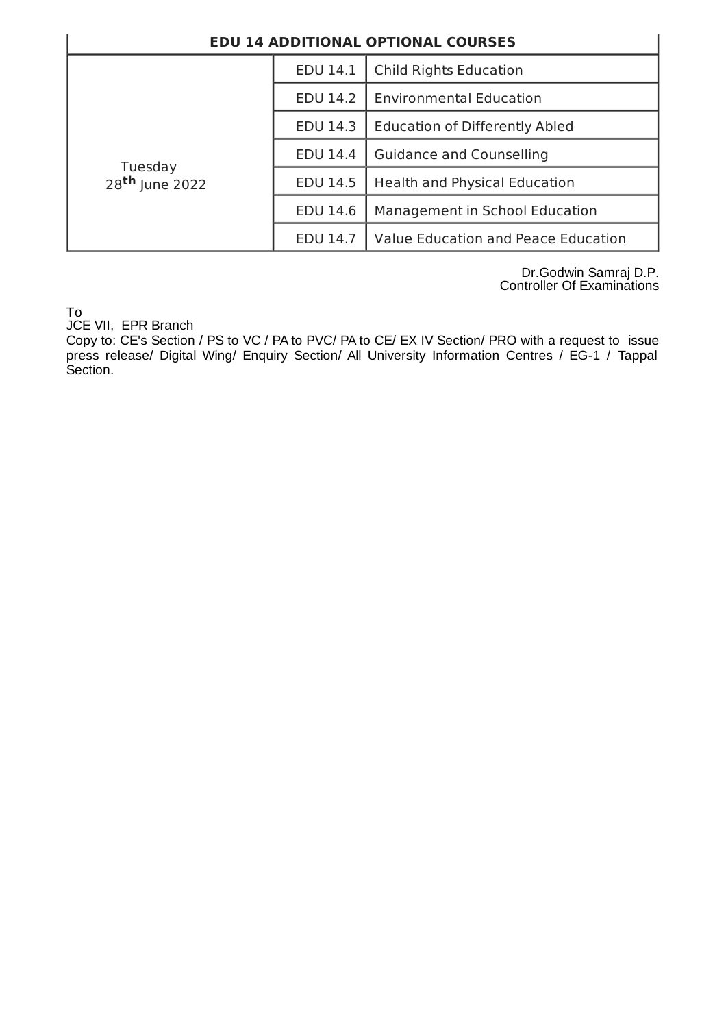| EDU 14 ADDITIONAL OPTIONAL COURSES | | |
|---|---|---|
| Tuesday 28th June 2022 | EDU 14.1 | Child Rights Education |
| | EDU 14.2 | Environmental Education |
| | EDU 14.3 | Education of Differently Abled |
| | EDU 14.4 | Guidance and Counselling |
| | EDU 14.5 | Health and Physical Education |
| | EDU 14.6 | Management in School Education |
| | EDU 14.7 | Value Education and Peace Education |

Dr.Godwin Samraj D.P.
Controller Of Examinations

To
JCE VII, EPR Branch
Copy to: CE's Section / PS to VC / PA to PVC/ PA to CE/ EX IV Section/ PRO with a request to issue press release/ Digital Wing/ Enquiry Section/ All University Information Centres / EG-1 / Tappal Section.